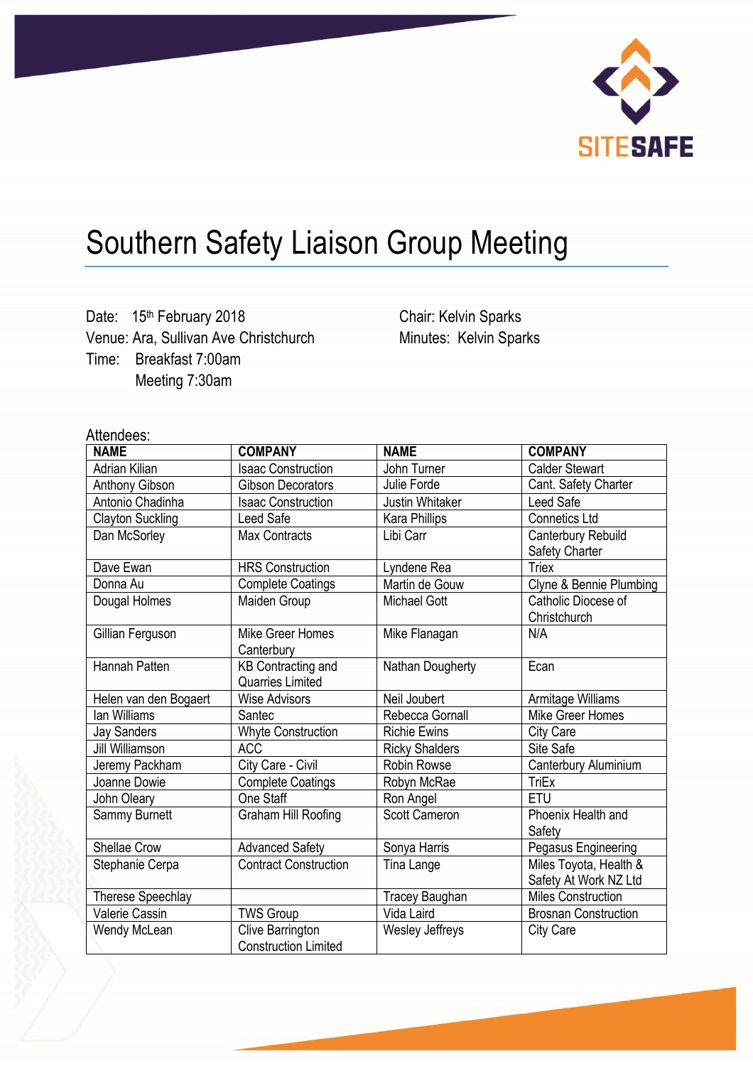# Southern Safety Liaison Group Meeting

Date: 15th February 2018
Venue: Ara, Sullivan Ave Christchurch
Time: Breakfast 7:00am
Meeting 7:30am

Chair: Kelvin Sparks
Minutes: Kelvin Sparks

Attendees:

| NAME | COMPANY | NAME | COMPANY |
|---|---|---|---|
| Adrian Kilian | Isaac Construction | John Turner | Calder Stewart |
| Anthony Gibson | Gibson Decorators | Julie Forde | Cant. Safety Charter |
| Antonio Chadinha | Isaac Construction | Justin Whitaker | Leed Safe |
| Clayton Suckling | Leed Safe | Kara Phillips | Connetics Ltd |
| Dan McSorley | Max Contracts | Libi Carr | Canterbury Rebuild Safety Charter |
| Dave Ewan | HRS Construction | Lyndene Rea | Triex |
| Donna Au | Complete Coatings | Martin de Gouw | Clyne & Bennie Plumbing |
| Dougal Holmes | Maiden Group | Michael Gott | Catholic Diocese of Christchurch |
| Gillian Ferguson | Mike Greer Homes Canterbury | Mike Flanagan | N/A |
| Hannah Patten | KB Contracting and Quarries Limited | Nathan Dougherty | Ecan |
| Helen van den Bogaert | Wise Advisors | Neil Joubert | Armitage Williams |
| Ian Williams | Santec | Rebecca Gornall | Mike Greer Homes |
| Jay Sanders | Whyte Construction | Richie Ewins | City Care |
| Jill Williamson | ACC | Ricky Shalders | Site Safe |
| Jeremy Packham | City Care - Civil | Robin Rowse | Canterbury Aluminium |
| Joanne Dowie | Complete Coatings | Robyn McRae | TriEx |
| John Oleary | One Staff | Ron Angel | ETU |
| Sammy Burnett | Graham Hill Roofing | Scott Cameron | Phoenix Health and Safety |
| Shellae Crow | Advanced Safety | Sonya Harris | Pegasus Engineering |
| Stephanie Cerpa | Contract Construction | Tina Lange | Miles Toyota, Health & Safety At Work NZ Ltd |
| Therese Speechlay | | Tracey Baughan | Miles Construction |
| Valerie Cassin | TWS Group | Vida Laird | Brosnan Construction |
| Wendy McLean | Clive Barrington Construction Limited | Wesley Jeffreys | City Care |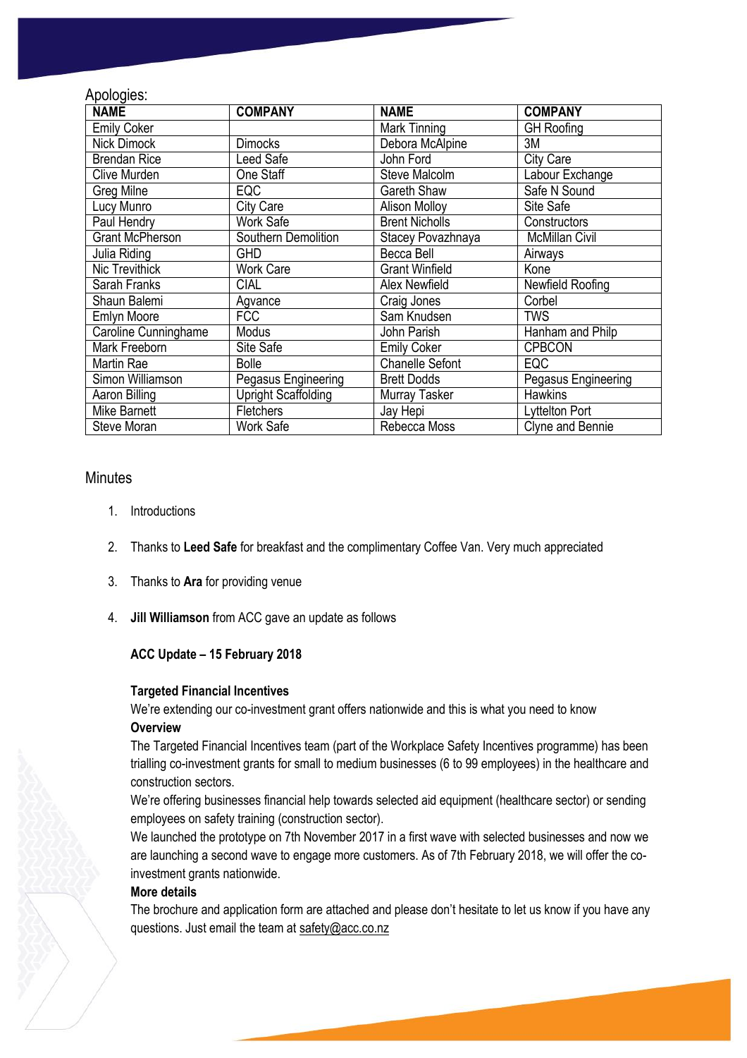Apologies:

| NAME | COMPANY | NAME | COMPANY |
|---|---|---|---|
| Emily Coker | | Mark Tinning | GH Roofing |
| Nick Dimock | Dimocks | Debora McAlpine | 3M |
| Brendan Rice | Leed Safe | John Ford | City Care |
| Clive Murden | One Staff | Steve Malcolm | Labour Exchange |
| Greg Milne | EQC | Gareth Shaw | Safe N Sound |
| Lucy Munro | City Care | Alison Molloy | Site Safe |
| Paul Hendry | Work Safe | Brent Nicholls | Constructors |
| Grant McPherson | Southern Demolition | Stacey Povazhnaya | McMillan Civil |
| Julia Riding | GHD | Becca Bell | Airways |
| Nic Trevithick | Work Care | Grant Winfield | Kone |
| Sarah Franks | CIAL | Alex Newfield | Newfield Roofing |
| Shaun Balemi | Agvance | Craig Jones | Corbel |
| Emlyn Moore | FCC | Sam Knudsen | TWS |
| Caroline Cunninghame | Modus | John Parish | Hanham and Philp |
| Mark Freeborn | Site Safe | Emily Coker | CPBCON |
| Martin Rae | Bolle | Chanelle Sefont | EQC |
| Simon Williamson | Pegasus Engineering | Brett Dodds | Pegasus Engineering |
| Aaron Billing | Upright Scaffolding | Murray Tasker | Hawkins |
| Mike Barnett | Fletchers | Jay Hepi | Lyttelton Port |
| Steve Moran | Work Safe | Rebecca Moss | Clyne and Bennie |

## Minutes

1. Introductions

2. Thanks to **Leed Safe** for breakfast and the complimentary Coffee Van. Very much appreciated

3. Thanks to **Ara** for providing venue

4. **Jill Williamson** from ACC gave an update as follows

   **ACC Update – 15 February 2018**

   **Targeted Financial Incentives**

   We're extending our co-investment grant offers nationwide and this is what you need to know

   **Overview**

   The Targeted Financial Incentives team (part of the Workplace Safety Incentives programme) has been trialling co-investment grants for small to medium businesses (6 to 99 employees) in the healthcare and construction sectors.

   We're offering businesses financial help towards selected aid equipment (healthcare sector) or sending employees on safety training (construction sector).

   We launched the prototype on 7th November 2017 in a first wave with selected businesses and now we are launching a second wave to engage more customers. As of 7th February 2018, we will offer the co-investment grants nationwide.

   **More details**

   The brochure and application form are attached and please don't hesitate to let us know if you have any questions. Just email the team at safety@acc.co.nz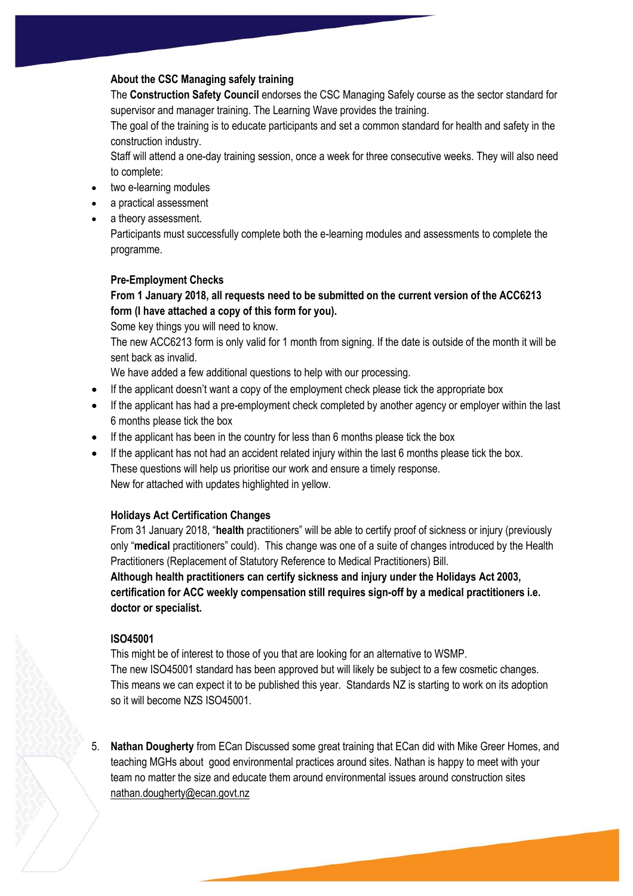### About the CSC Managing safely training

The **Construction Safety Council** endorses the CSC Managing Safely course as the sector standard for supervisor and manager training. The Learning Wave provides the training.

The goal of the training is to educate participants and set a common standard for health and safety in the construction industry.

Staff will attend a one-day training session, once a week for three consecutive weeks. They will also need to complete:

- two e-learning modules
- a practical assessment
- a theory assessment.

Participants must successfully complete both the e-learning modules and assessments to complete the programme.

### Pre-Employment Checks

**From 1 January 2018, all requests need to be submitted on the current version of the ACC6213 form (I have attached a copy of this form for you).**

Some key things you will need to know.

The new ACC6213 form is only valid for 1 month from signing. If the date is outside of the month it will be sent back as invalid.

We have added a few additional questions to help with our processing.

- If the applicant doesn't want a copy of the employment check please tick the appropriate box
- If the applicant has had a pre-employment check completed by another agency or employer within the last 6 months please tick the box
- If the applicant has been in the country for less than 6 months please tick the box
- If the applicant has not had an accident related injury within the last 6 months please tick the box.

These questions will help us prioritise our work and ensure a timely response.

New for attached with updates highlighted in yellow.

### Holidays Act Certification Changes

From 31 January 2018, "**health** practitioners" will be able to certify proof of sickness or injury (previously only "**medical** practitioners" could). This change was one of a suite of changes introduced by the Health Practitioners (Replacement of Statutory Reference to Medical Practitioners) Bill.

**Although health practitioners can certify sickness and injury under the Holidays Act 2003, certification for ACC weekly compensation still requires sign-off by a medical practitioners i.e. doctor or specialist.**

### ISO45001

This might be of interest to those of you that are looking for an alternative to WSMP.

The new ISO45001 standard has been approved but will likely be subject to a few cosmetic changes. This means we can expect it to be published this year. Standards NZ is starting to work on its adoption so it will become NZS ISO45001.

5. **Nathan Dougherty** from ECan Discussed some great training that ECan did with Mike Greer Homes, and teaching MGHs about good environmental practices around sites. Nathan is happy to meet with your team no matter the size and educate them around environmental issues around construction sites nathan.dougherty@ecan.govt.nz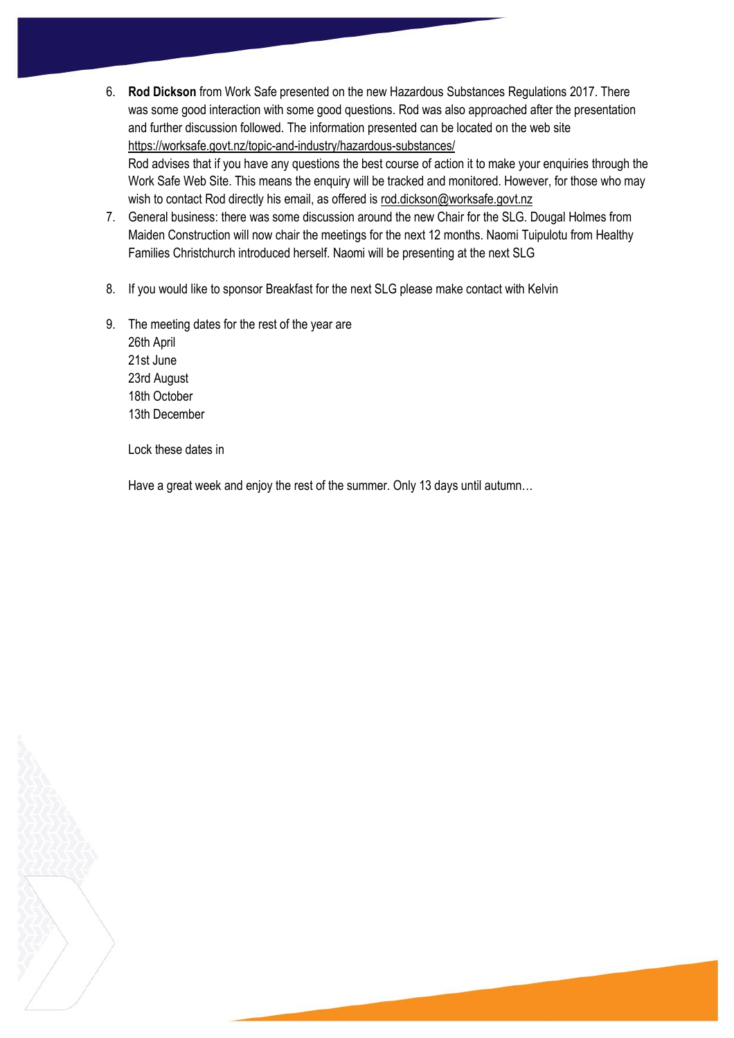6. **Rod Dickson** from Work Safe presented on the new Hazardous Substances Regulations 2017. There was some good interaction with some good questions. Rod was also approached after the presentation and further discussion followed. The information presented can be located on the web site https://worksafe.govt.nz/topic-and-industry/hazardous-substances/
   Rod advises that if you have any questions the best course of action it to make your enquiries through the Work Safe Web Site. This means the enquiry will be tracked and monitored. However, for those who may wish to contact Rod directly his email, as offered is rod.dickson@worksafe.govt.nz
7. General business: there was some discussion around the new Chair for the SLG. Dougal Holmes from Maiden Construction will now chair the meetings for the next 12 months. Naomi Tuipulotu from Healthy Families Christchurch introduced herself. Naomi will be presenting at the next SLG
8. If you would like to sponsor Breakfast for the next SLG please make contact with Kelvin
9. The meeting dates for the rest of the year are
   26th April
   21st June
   23rd August
   18th October
   13th December

   Lock these dates in

   Have a great week and enjoy the rest of the summer. Only 13 days until autumn…